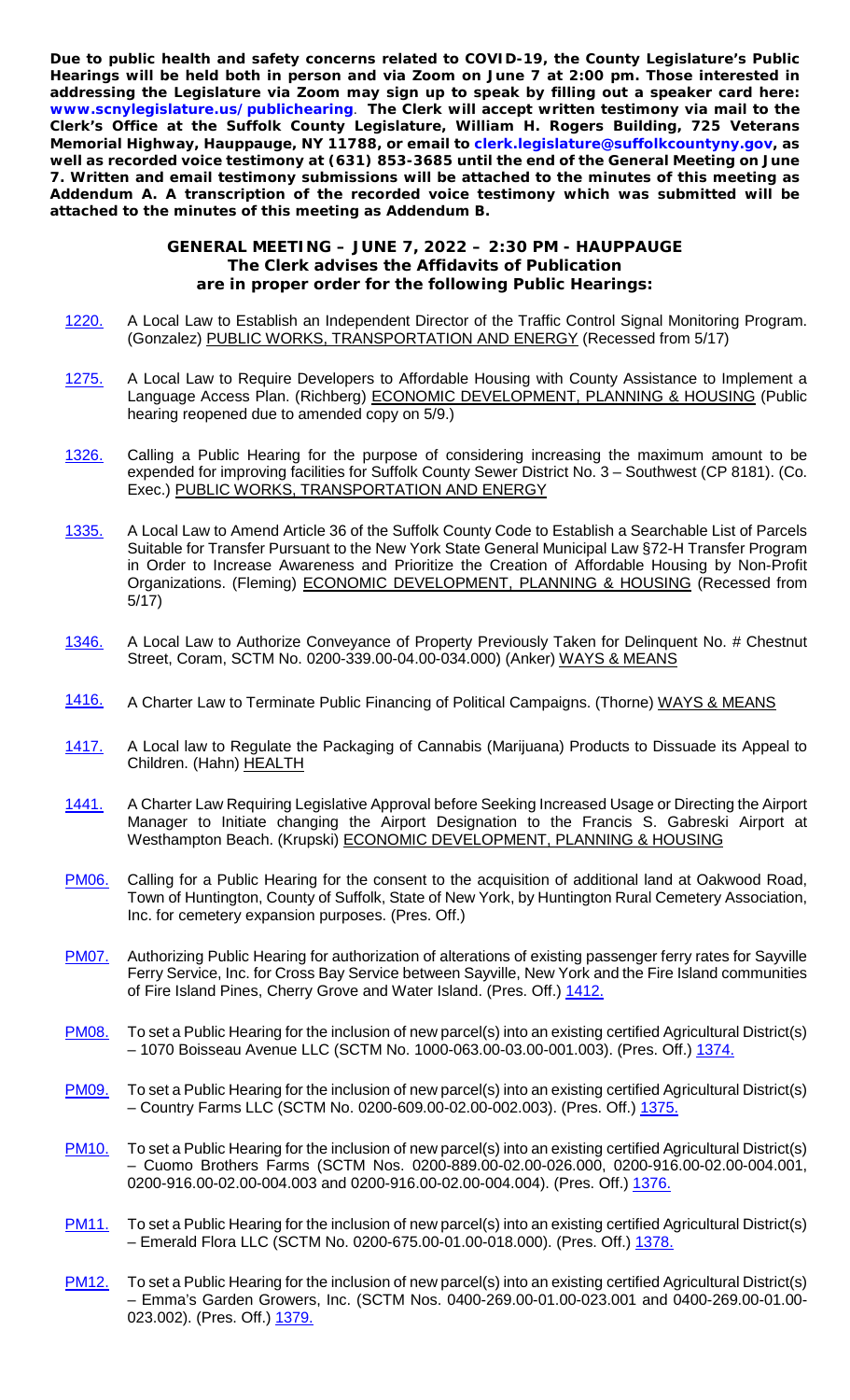**Due to public health and safety concerns related to COVID-19, the County Legislature's Public Hearings will be held both in person and via Zoom on June 7 at 2:00 pm. Those interested in addressing the Legislature via Zoom may sign up to speak by filling out a speaker card here: www.scnylegislature.us/publichearing. The Clerk will accept written testimony via mail to the Clerk's Office at the Suffolk County Legislature, William H. Rogers Building, 725 Veterans Memorial Highway, Hauppauge, NY 11788, or email to clerk.legislature@suffolkcountyny.gov, as well as recorded voice testimony at (631) 853-3685 until the end of the General Meeting on June 7. Written and email testimony submissions will be attached to the minutes of this meeting as Addendum A. A transcription of the recorded voice testimony which was submitted will be attached to the minutes of this meeting as Addendum B.**

## GENERAL MEETING – JUNE 7, 2022 – 2:30 PM - HAUPPAUGE
### The Clerk advises the Affidavits of Publication are in proper order for the following Public Hearings:

- 1220. A Local Law to Establish an Independent Director of the Traffic Control Signal Monitoring Program. (Gonzalez) PUBLIC WORKS, TRANSPORTATION AND ENERGY (Recessed from 5/17)

- 1275. A Local Law to Require Developers to Affordable Housing with County Assistance to Implement a Language Access Plan. (Richberg) ECONOMIC DEVELOPMENT, PLANNING & HOUSING (Public hearing reopened due to amended copy on 5/9.)

- 1326. Calling a Public Hearing for the purpose of considering increasing the maximum amount to be expended for improving facilities for Suffolk County Sewer District No. 3 – Southwest (CP 8181). (Co. Exec.) PUBLIC WORKS, TRANSPORTATION AND ENERGY

- 1335. A Local Law to Amend Article 36 of the Suffolk County Code to Establish a Searchable List of Parcels Suitable for Transfer Pursuant to the New York State General Municipal Law §72-H Transfer Program in Order to Increase Awareness and Prioritize the Creation of Affordable Housing by Non-Profit Organizations. (Fleming) ECONOMIC DEVELOPMENT, PLANNING & HOUSING (Recessed from 5/17)

- 1346. A Local Law to Authorize Conveyance of Property Previously Taken for Delinquent No. # Chestnut Street, Coram, SCTM No. 0200-339.00-04.00-034.000) (Anker) WAYS & MEANS

- 1416. A Charter Law to Terminate Public Financing of Political Campaigns. (Thorne) WAYS & MEANS

- 1417. A Local law to Regulate the Packaging of Cannabis (Marijuana) Products to Dissuade its Appeal to Children. (Hahn) HEALTH

- 1441. A Charter Law Requiring Legislative Approval before Seeking Increased Usage or Directing the Airport Manager to Initiate changing the Airport Designation to the Francis S. Gabreski Airport at Westhampton Beach. (Krupski) ECONOMIC DEVELOPMENT, PLANNING & HOUSING

- PM06. Calling for a Public Hearing for the consent to the acquisition of additional land at Oakwood Road, Town of Huntington, County of Suffolk, State of New York, by Huntington Rural Cemetery Association, Inc. for cemetery expansion purposes. (Pres. Off.)

- PM07. Authorizing Public Hearing for authorization of alterations of existing passenger ferry rates for Sayville Ferry Service, Inc. for Cross Bay Service between Sayville, New York and the Fire Island communities of Fire Island Pines, Cherry Grove and Water Island. (Pres. Off.) 1412.

- PM08. To set a Public Hearing for the inclusion of new parcel(s) into an existing certified Agricultural District(s) – 1070 Boisseau Avenue LLC (SCTM No. 1000-063.00-03.00-001.003). (Pres. Off.) 1374.

- PM09. To set a Public Hearing for the inclusion of new parcel(s) into an existing certified Agricultural District(s) – Country Farms LLC (SCTM No. 0200-609.00-02.00-002.003). (Pres. Off.) 1375.

- PM10. To set a Public Hearing for the inclusion of new parcel(s) into an existing certified Agricultural District(s) – Cuomo Brothers Farms (SCTM Nos. 0200-889.00-02.00-026.000, 0200-916.00-02.00-004.001, 0200-916.00-02.00-004.003 and 0200-916.00-02.00-004.004). (Pres. Off.) 1376.

- PM11. To set a Public Hearing for the inclusion of new parcel(s) into an existing certified Agricultural District(s) – Emerald Flora LLC (SCTM No. 0200-675.00-01.00-018.000). (Pres. Off.) 1378.

- PM12. To set a Public Hearing for the inclusion of new parcel(s) into an existing certified Agricultural District(s) – Emma's Garden Growers, Inc. (SCTM Nos. 0400-269.00-01.00-023.001 and 0400-269.00-01.00-023.002). (Pres. Off.) 1379.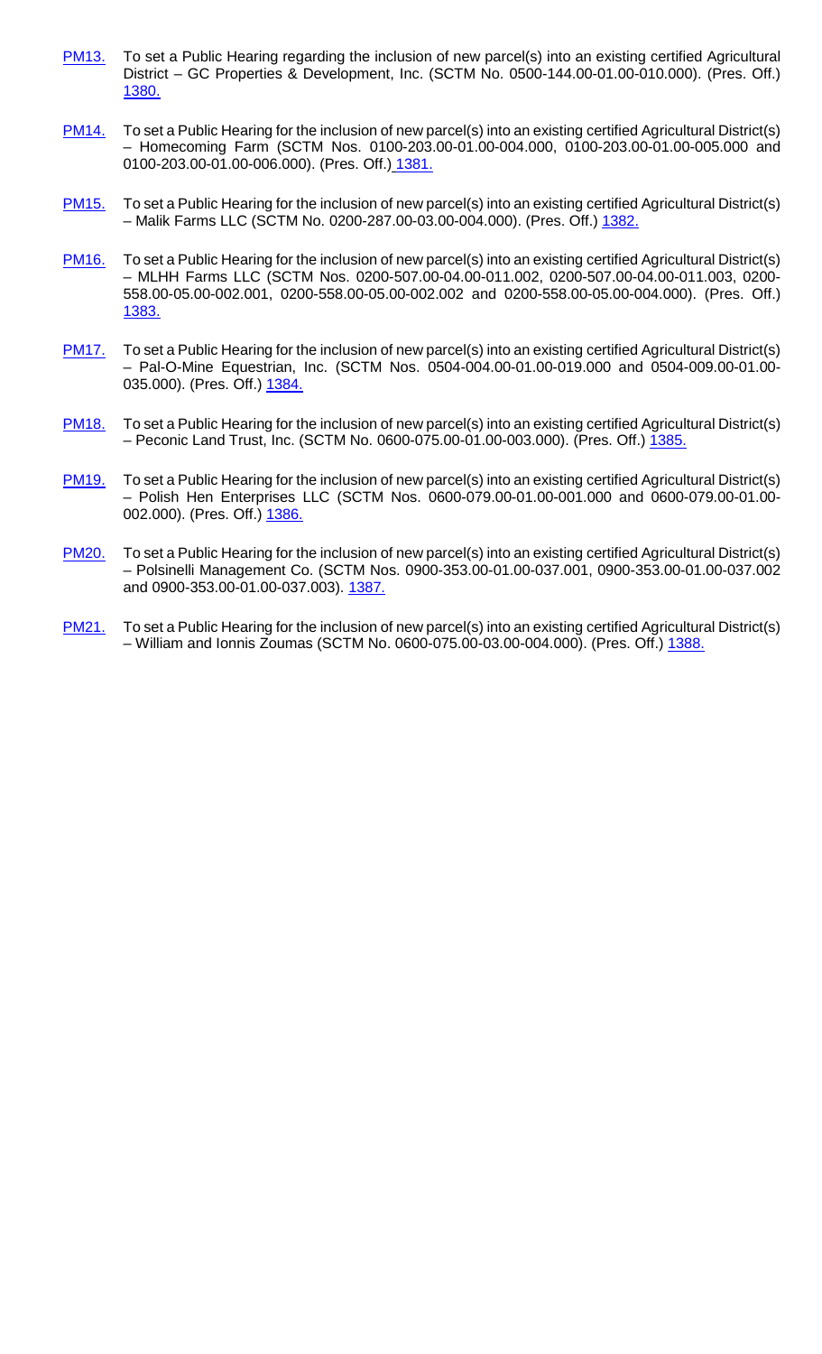PM13. To set a Public Hearing regarding the inclusion of new parcel(s) into an existing certified Agricultural District – GC Properties & Development, Inc. (SCTM No. 0500-144.00-01.00-010.000). (Pres. Off.) 1380.

PM14. To set a Public Hearing for the inclusion of new parcel(s) into an existing certified Agricultural District(s) – Homecoming Farm (SCTM Nos. 0100-203.00-01.00-004.000, 0100-203.00-01.00-005.000 and 0100-203.00-01.00-006.000). (Pres. Off.) 1381.

PM15. To set a Public Hearing for the inclusion of new parcel(s) into an existing certified Agricultural District(s) – Malik Farms LLC (SCTM No. 0200-287.00-03.00-004.000). (Pres. Off.) 1382.

PM16. To set a Public Hearing for the inclusion of new parcel(s) into an existing certified Agricultural District(s) – MLHH Farms LLC (SCTM Nos. 0200-507.00-04.00-011.002, 0200-507.00-04.00-011.003, 0200-558.00-05.00-002.001, 0200-558.00-05.00-002.002 and 0200-558.00-05.00-004.000). (Pres. Off.) 1383.

PM17. To set a Public Hearing for the inclusion of new parcel(s) into an existing certified Agricultural District(s) – Pal-O-Mine Equestrian, Inc. (SCTM Nos. 0504-004.00-01.00-019.000 and 0504-009.00-01.00-035.000). (Pres. Off.) 1384.

PM18. To set a Public Hearing for the inclusion of new parcel(s) into an existing certified Agricultural District(s) – Peconic Land Trust, Inc. (SCTM No. 0600-075.00-01.00-003.000). (Pres. Off.) 1385.

PM19. To set a Public Hearing for the inclusion of new parcel(s) into an existing certified Agricultural District(s) – Polish Hen Enterprises LLC (SCTM Nos. 0600-079.00-01.00-001.000 and 0600-079.00-01.00-002.000). (Pres. Off.) 1386.

PM20. To set a Public Hearing for the inclusion of new parcel(s) into an existing certified Agricultural District(s) – Polsinelli Management Co. (SCTM Nos. 0900-353.00-01.00-037.001, 0900-353.00-01.00-037.002 and 0900-353.00-01.00-037.003). 1387.

PM21. To set a Public Hearing for the inclusion of new parcel(s) into an existing certified Agricultural District(s) – William and Ionnis Zoumas (SCTM No. 0600-075.00-03.00-004.000). (Pres. Off.) 1388.